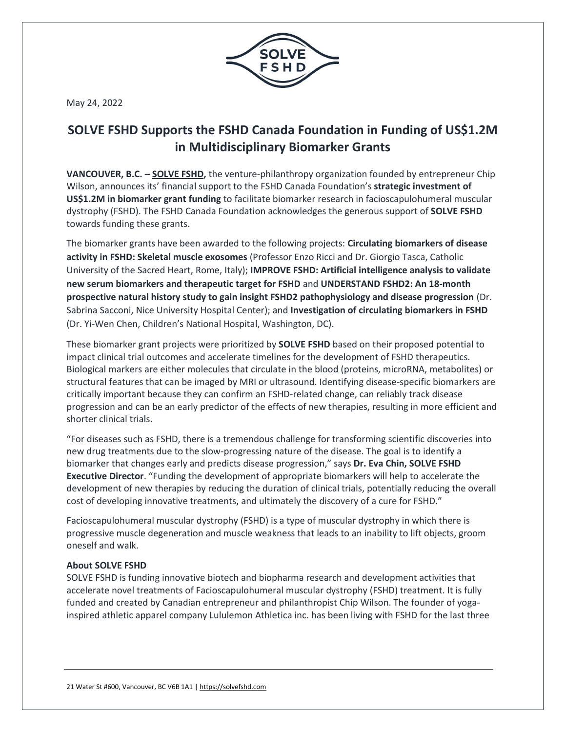May 24, 2022

# SOLVE FSHD Supports the FSHD Canada Foundation in Funding of US$1.2M in Multidisciplinary Biomarker Grants

**VANCOUVER, B.C. – SOLVE FSHD,** the venture-philanthropy organization founded by entrepreneur Chip Wilson, announces its' financial support to the FSHD Canada Foundation's **strategic investment of US$1.2M in biomarker grant funding** to facilitate biomarker research in facioscapulohumeral muscular dystrophy (FSHD). The FSHD Canada Foundation acknowledges the generous support of **SOLVE FSHD** towards funding these grants.

The biomarker grants have been awarded to the following projects: **Circulating biomarkers of disease activity in FSHD: Skeletal muscle exosomes** (Professor Enzo Ricci and Dr. Giorgio Tasca, Catholic University of the Sacred Heart, Rome, Italy); **IMPROVE FSHD: Artificial intelligence analysis to validate new serum biomarkers and therapeutic target for FSHD** and **UNDERSTAND FSHD2: An 18-month prospective natural history study to gain insight FSHD2 pathophysiology and disease progression** (Dr. Sabrina Sacconi, Nice University Hospital Center); and **Investigation of circulating biomarkers in FSHD** (Dr. Yi-Wen Chen, Children's National Hospital, Washington, DC).

These biomarker grant projects were prioritized by **SOLVE FSHD** based on their proposed potential to impact clinical trial outcomes and accelerate timelines for the development of FSHD therapeutics. Biological markers are either molecules that circulate in the blood (proteins, microRNA, metabolites) or structural features that can be imaged by MRI or ultrasound. Identifying disease-specific biomarkers are critically important because they can confirm an FSHD-related change, can reliably track disease progression and can be an early predictor of the effects of new therapies, resulting in more efficient and shorter clinical trials.

"For diseases such as FSHD, there is a tremendous challenge for transforming scientific discoveries into new drug treatments due to the slow-progressing nature of the disease. The goal is to identify a biomarker that changes early and predicts disease progression," says **Dr. Eva Chin, SOLVE FSHD Executive Director**. "Funding the development of appropriate biomarkers will help to accelerate the development of new therapies by reducing the duration of clinical trials, potentially reducing the overall cost of developing innovative treatments, and ultimately the discovery of a cure for FSHD."

Facioscapulohumeral muscular dystrophy (FSHD) is a type of muscular dystrophy in which there is progressive muscle degeneration and muscle weakness that leads to an inability to lift objects, groom oneself and walk.

**About SOLVE FSHD**

SOLVE FSHD is funding innovative biotech and biopharma research and development activities that accelerate novel treatments of Facioscapulohumeral muscular dystrophy (FSHD) treatment. It is fully funded and created by Canadian entrepreneur and philanthropist Chip Wilson. The founder of yoga-inspired athletic apparel company Lululemon Athletica inc. has been living with FSHD for the last three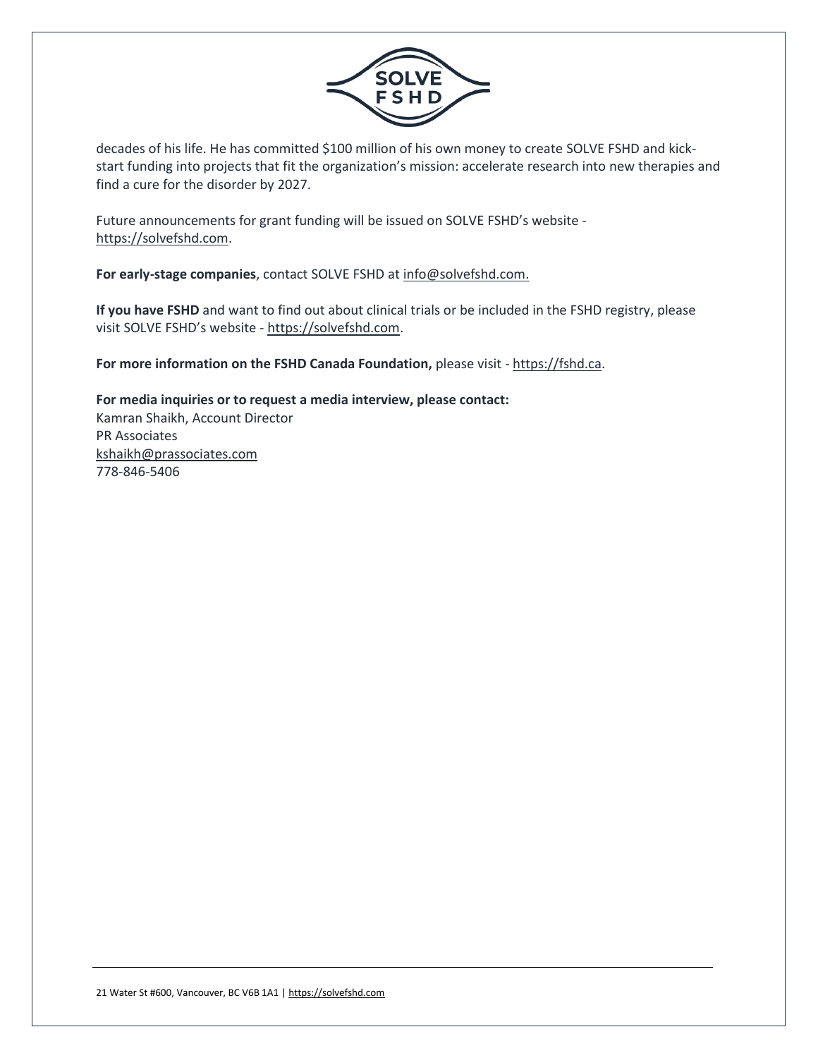decades of his life. He has committed $100 million of his own money to create SOLVE FSHD and kick-start funding into projects that fit the organization's mission: accelerate research into new therapies and find a cure for the disorder by 2027.

Future announcements for grant funding will be issued on SOLVE FSHD's website - https://solvefshd.com.

**For early-stage companies**, contact SOLVE FSHD at info@solvefshd.com.

**If you have FSHD** and want to find out about clinical trials or be included in the FSHD registry, please visit SOLVE FSHD's website - https://solvefshd.com.

**For more information on the FSHD Canada Foundation,** please visit - https://fshd.ca.

**For media inquiries or to request a media interview, please contact:**
Kamran Shaikh, Account Director
PR Associates
kshaikh@prassociates.com
778-846-5406